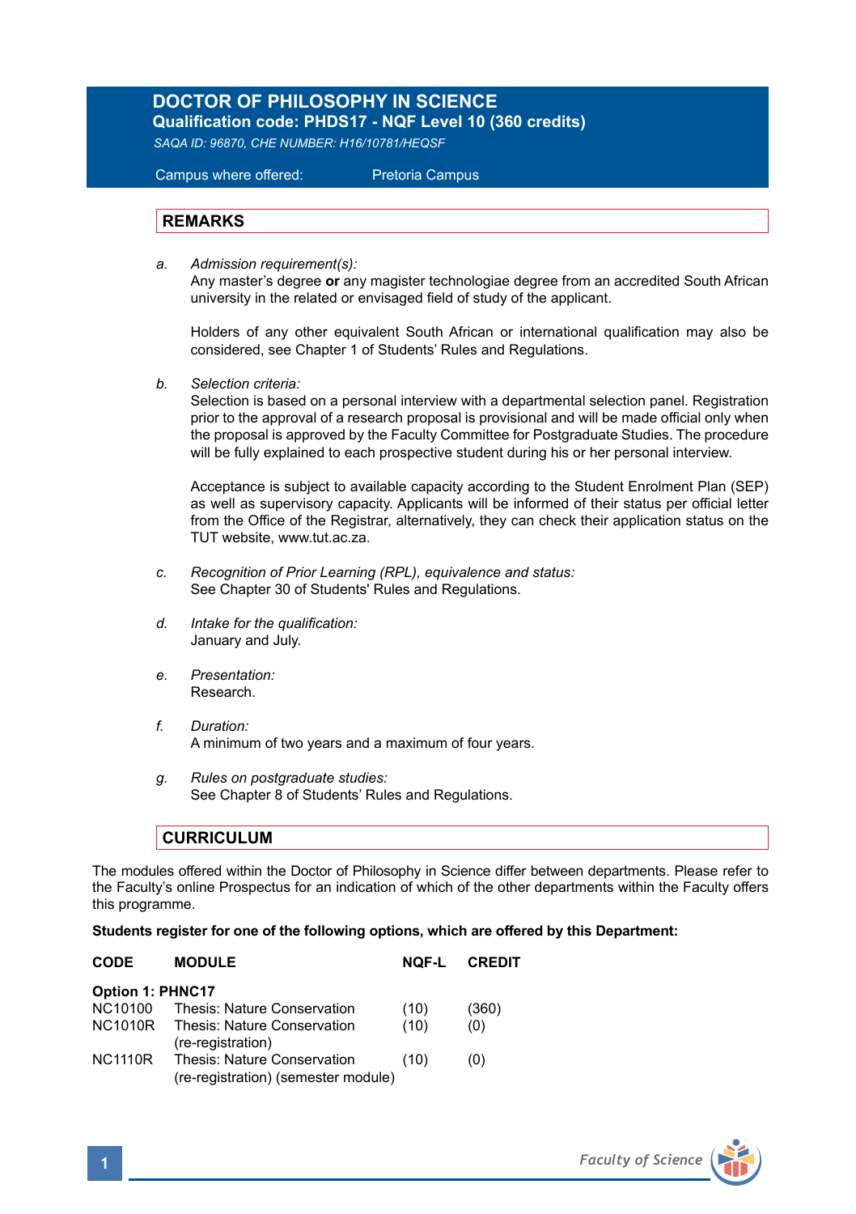# DOCTOR OF PHILOSOPHY IN SCIENCE

**Qualification code: PHDS17 - NQF Level 10 (360 credits)**

*SAQA ID: 96870, CHE NUMBER: H16/10781/HEQSF*

Campus where offered: Pretoria Campus

## REMARKS

a. *Admission requirement(s):*
Any master's degree **or** any magister technologiae degree from an accredited South African university in the related or envisaged field of study of the applicant.

Holders of any other equivalent South African or international qualification may also be considered, see Chapter 1 of Students' Rules and Regulations.

b. *Selection criteria:*
Selection is based on a personal interview with a departmental selection panel. Registration prior to the approval of a research proposal is provisional and will be made official only when the proposal is approved by the Faculty Committee for Postgraduate Studies. The procedure will be fully explained to each prospective student during his or her personal interview.

Acceptance is subject to available capacity according to the Student Enrolment Plan (SEP) as well as supervisory capacity. Applicants will be informed of their status per official letter from the Office of the Registrar, alternatively, they can check their application status on the TUT website, www.tut.ac.za.

c. *Recognition of Prior Learning (RPL), equivalence and status:*
See Chapter 30 of Students' Rules and Regulations.

d. *Intake for the qualification:*
January and July.

e. *Presentation:*
Research.

f. *Duration:*
A minimum of two years and a maximum of four years.

g. *Rules on postgraduate studies:*
See Chapter 8 of Students' Rules and Regulations.

## CURRICULUM

The modules offered within the Doctor of Philosophy in Science differ between departments. Please refer to the Faculty's online Prospectus for an indication of which of the other departments within the Faculty offers this programme.

**Students register for one of the following options, which are offered by this Department:**

| CODE | MODULE | NQF-L | CREDIT |
|---|---|---|---|
| **Option 1: PHNC17** | | | |
| NC10100 | Thesis: Nature Conservation | (10) | (360) |
| NC1010R | Thesis: Nature Conservation (re-registration) | (10) | (0) |
| NC1110R | Thesis: Nature Conservation (re-registration) (semester module) | (10) | (0) |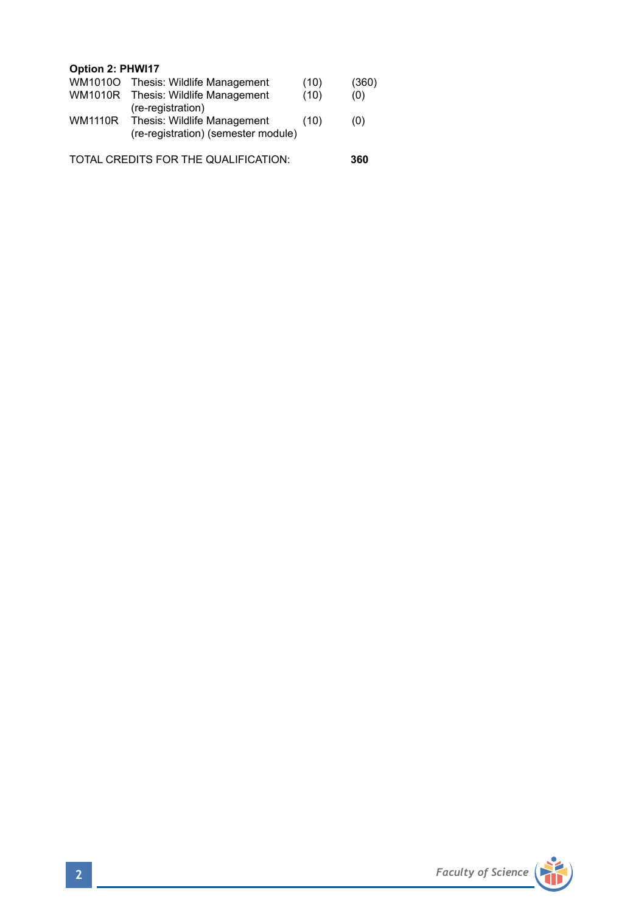**Option 2: PHWI17**

| | | | |
|---|---|---|---|
| WM1010O | Thesis: Wildlife Management | (10) | (360) |
| WM1010R | Thesis: Wildlife Management (re-registration) | (10) | (0) |
| WM1110R | Thesis: Wildlife Management (re-registration) (semester module) | (10) | (0) |

TOTAL CREDITS FOR THE QUALIFICATION: **360**